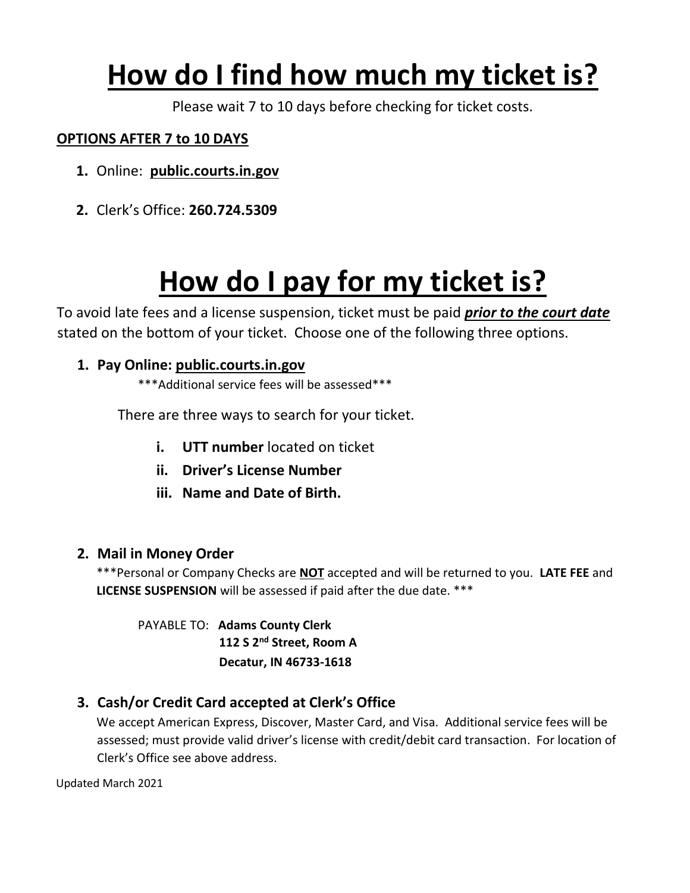# How do I find how much my ticket is?

Please wait 7 to 10 days before checking for ticket costs.

**OPTIONS AFTER 7 to 10 DAYS**

1. Online: **public.courts.in.gov**
2. Clerk's Office: **260.724.5309**

# How do I pay for my ticket is?

To avoid late fees and a license suspension, ticket must be paid ***prior to the court date*** stated on the bottom of your ticket. Choose one of the following three options.

1. **Pay Online: public.courts.in.gov**

   \*\*\*Additional service fees will be assessed\*\*\*

   There are three ways to search for your ticket.

   i. **UTT number** located on ticket
   ii. **Driver's License Number**
   iii. **Name and Date of Birth.**

2. **Mail in Money Order**

   \*\*\*Personal or Company Checks are **NOT** accepted and will be returned to you. **LATE FEE** and **LICENSE SUSPENSION** will be assessed if paid after the due date. \*\*\*

   PAYABLE TO: **Adams County Clerk**
   **112 S 2nd Street, Room A**
   **Decatur, IN 46733-1618**

3. **Cash/or Credit Card accepted at Clerk's Office**

   We accept American Express, Discover, Master Card, and Visa. Additional service fees will be assessed; must provide valid driver's license with credit/debit card transaction. For location of Clerk's Office see above address.

Updated March 2021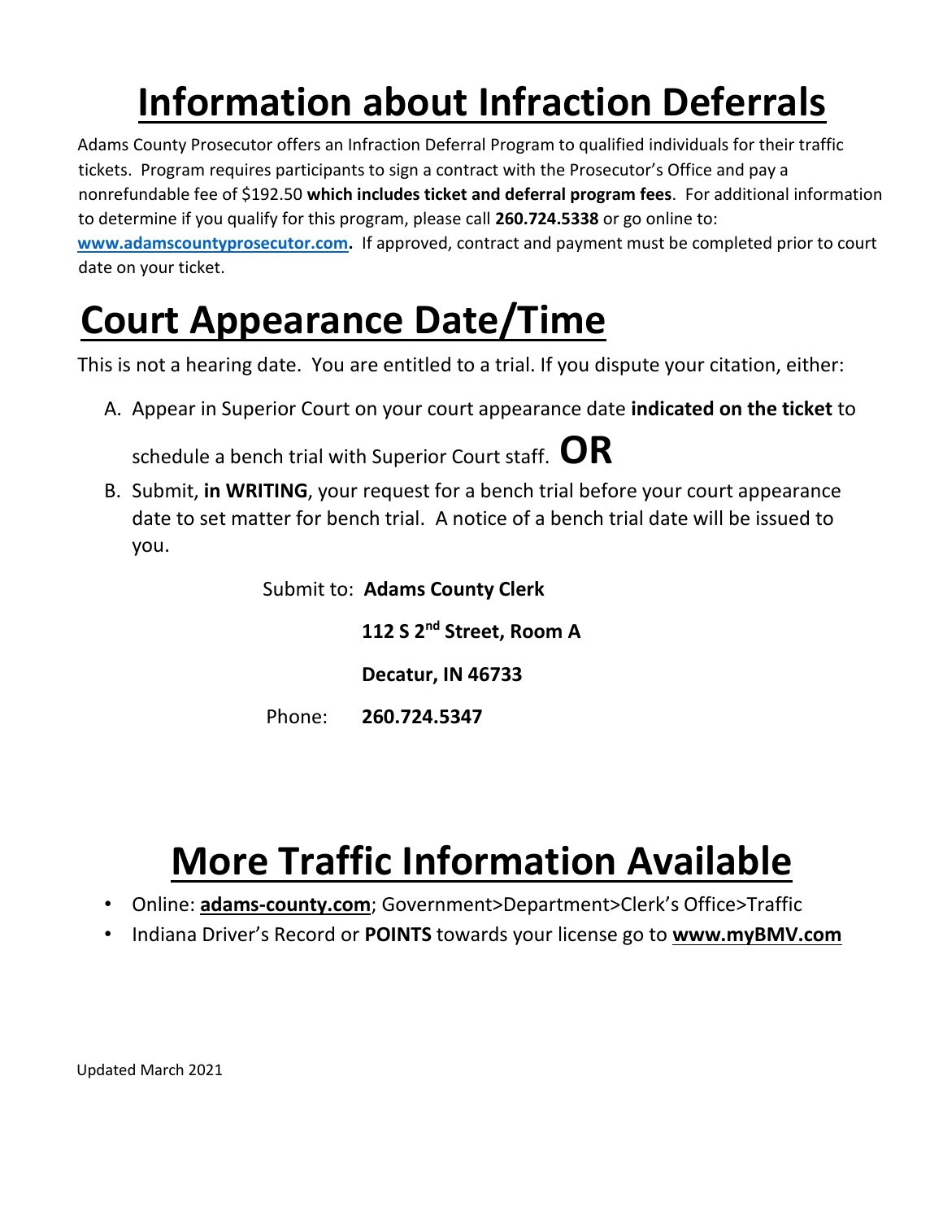# Information about Infraction Deferrals

Adams County Prosecutor offers an Infraction Deferral Program to qualified individuals for their traffic tickets. Program requires participants to sign a contract with the Prosecutor's Office and pay a nonrefundable fee of $192.50 **which includes ticket and deferral program fees**. For additional information to determine if you qualify for this program, please call **260.724.5338** or go online to: **www.adamscountyprosecutor.com.** If approved, contract and payment must be completed prior to court date on your ticket.

# Court Appearance Date/Time

This is not a hearing date. You are entitled to a trial. If you dispute your citation, either:

A. Appear in Superior Court on your court appearance date **indicated on the ticket** to schedule a bench trial with Superior Court staff. **OR**

B. Submit, **in WRITING**, your request for a bench trial before your court appearance date to set matter for bench trial. A notice of a bench trial date will be issued to you.

Submit to: **Adams County Clerk**

**112 S 2nd Street, Room A**

**Decatur, IN 46733**

Phone: **260.724.5347**

# More Traffic Information Available

- Online: **adams-county.com**; Government>Department>Clerk's Office>Traffic
- Indiana Driver's Record or **POINTS** towards your license go to **www.myBMV.com**

Updated March 2021